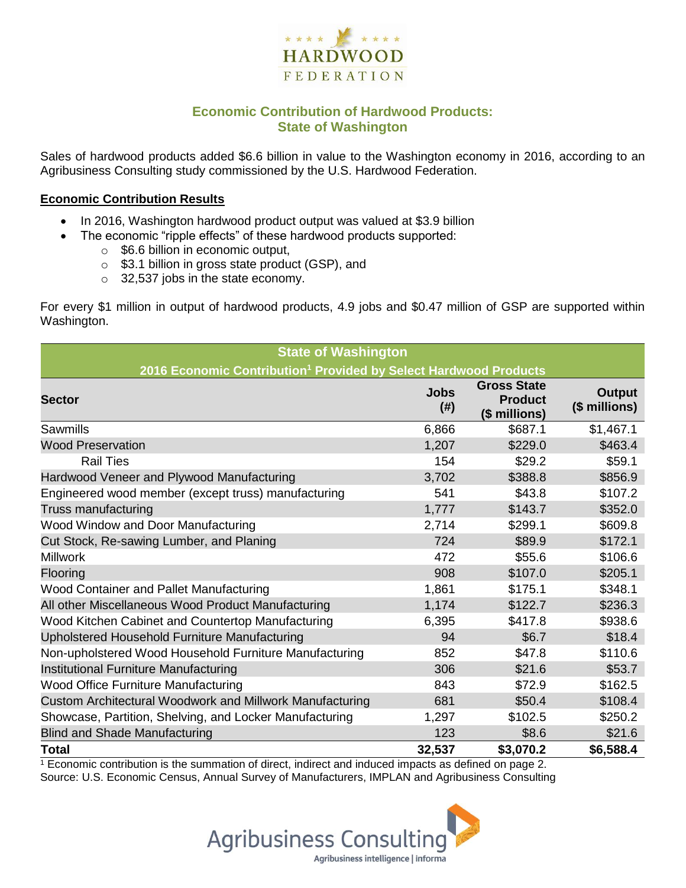HARDWOOD FEDERATION

## Economic Contribution of Hardwood Products: State of Washington

Sales of hardwood products added $6.6 billion in value to the Washington economy in 2016, according to an Agribusiness Consulting study commissioned by the U.S. Hardwood Federation.

### Economic Contribution Results

- In 2016, Washington hardwood product output was valued at $3.9 billion
- The economic "ripple effects" of these hardwood products supported:
  - $6.6 billion in economic output,
  - $3.1 billion in gross state product (GSP), and
  - 32,537 jobs in the state economy.

For every $1 million in output of hardwood products, 4.9 jobs and $0.47 million of GSP are supported within Washington.

| State of Washington<br>2016 Economic Contribution[1] Provided by Select Hardwood Products | | | |
|---|---|---|---|
| **Sector** | **Jobs (#)** | **Gross State Product ($ millions)** | **Output ($ millions)** |
| Sawmills | 6,866 | $687.1 | $1,467.1 |
| Wood Preservation | 1,207 | $229.0 | $463.4 |
| Rail Ties | 154 | $29.2 | $59.1 |
| Hardwood Veneer and Plywood Manufacturing | 3,702 | $388.8 | $856.9 |
| Engineered wood member (except truss) manufacturing | 541 | $43.8 | $107.2 |
| Truss manufacturing | 1,777 | $143.7 | $352.0 |
| Wood Window and Door Manufacturing | 2,714 | $299.1 | $609.8 |
| Cut Stock, Re-sawing Lumber, and Planing | 724 | $89.9 | $172.1 |
| Millwork | 472 | $55.6 | $106.6 |
| Flooring | 908 | $107.0 | $205.1 |
| Wood Container and Pallet Manufacturing | 1,861 | $175.1 | $348.1 |
| All other Miscellaneous Wood Product Manufacturing | 1,174 | $122.7 | $236.3 |
| Wood Kitchen Cabinet and Countertop Manufacturing | 6,395 | $417.8 | $938.6 |
| Upholstered Household Furniture Manufacturing | 94 | $6.7 | $18.4 |
| Non-upholstered Wood Household Furniture Manufacturing | 852 | $47.8 | $110.6 |
| Institutional Furniture Manufacturing | 306 | $21.6 | $53.7 |
| Wood Office Furniture Manufacturing | 843 | $72.9 | $162.5 |
| Custom Architectural Woodwork and Millwork Manufacturing | 681 | $50.4 | $108.4 |
| Showcase, Partition, Shelving, and Locker Manufacturing | 1,297 | $102.5 | $250.2 |
| Blind and Shade Manufacturing | 123 | $8.6 | $21.6 |
| **Total** | **32,537** | **$3,070.2** | **$6,588.4** |

[1] Economic contribution is the summation of direct, indirect and induced impacts as defined on page 2.
Source: U.S. Economic Census, Annual Survey of Manufacturers, IMPLAN and Agribusiness Consulting

Agribusiness Consulting
Agribusiness intelligence | informa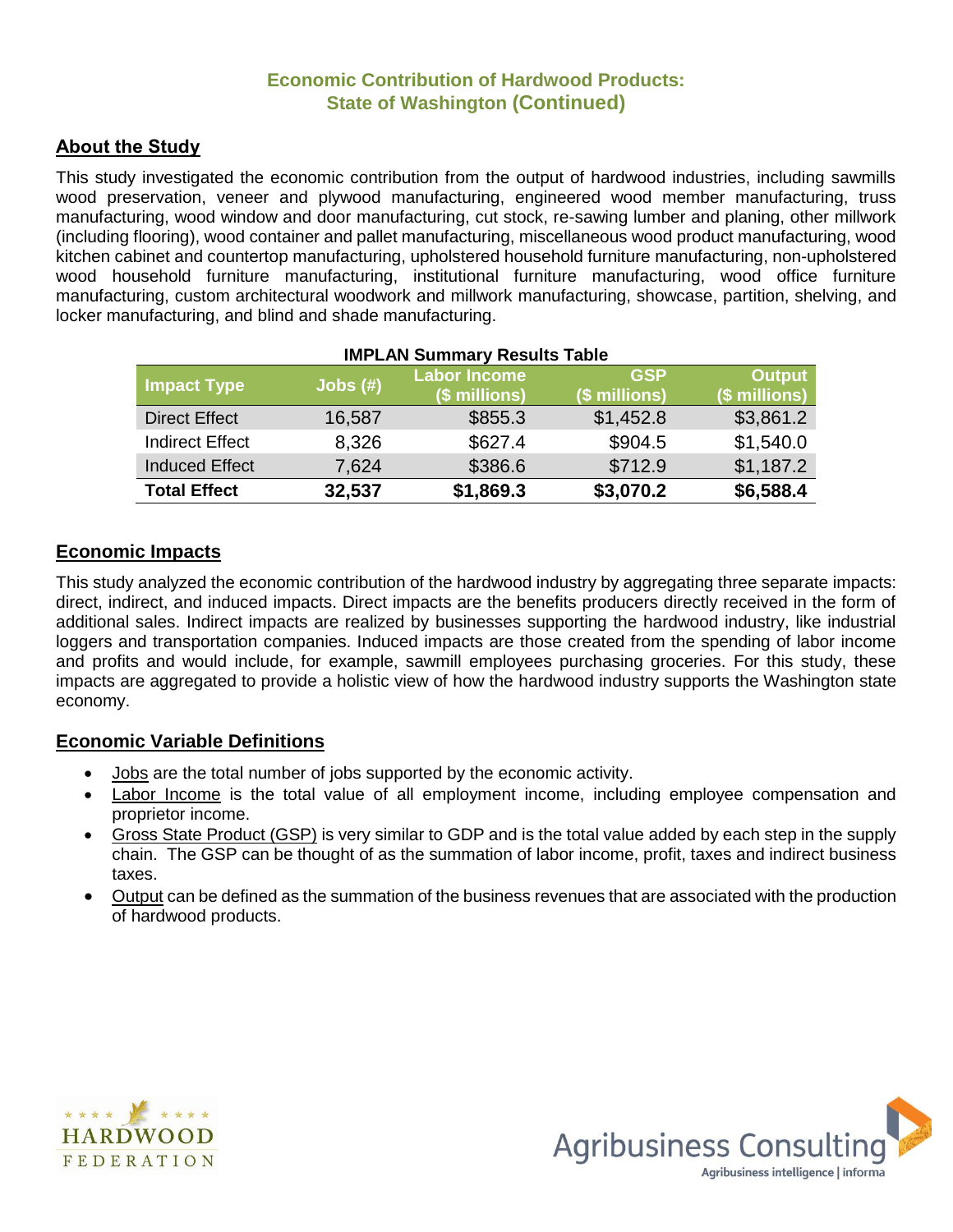# Economic Contribution of Hardwood Products: State of Washington (Continued)

## About the Study

This study investigated the economic contribution from the output of hardwood industries, including sawmills wood preservation, veneer and plywood manufacturing, engineered wood member manufacturing, truss manufacturing, wood window and door manufacturing, cut stock, re-sawing lumber and planing, other millwork (including flooring), wood container and pallet manufacturing, miscellaneous wood product manufacturing, wood kitchen cabinet and countertop manufacturing, upholstered household furniture manufacturing, non-upholstered wood household furniture manufacturing, institutional furniture manufacturing, wood office furniture manufacturing, custom architectural woodwork and millwork manufacturing, showcase, partition, shelving, and locker manufacturing, and blind and shade manufacturing.

**IMPLAN Summary Results Table**

| Impact Type | Jobs (#) | Labor Income ($ millions) | GSP ($ millions) | Output ($ millions) |
|---|---|---|---|---|
| Direct Effect | 16,587 | $855.3 | $1,452.8 | $3,861.2 |
| Indirect Effect | 8,326 | $627.4 | $904.5 | $1,540.0 |
| Induced Effect | 7,624 | $386.6 | $712.9 | $1,187.2 |
| **Total Effect** | **32,537** | **$1,869.3** | **$3,070.2** | **$6,588.4** |

## Economic Impacts

This study analyzed the economic contribution of the hardwood industry by aggregating three separate impacts: direct, indirect, and induced impacts. Direct impacts are the benefits producers directly received in the form of additional sales. Indirect impacts are realized by businesses supporting the hardwood industry, like industrial loggers and transportation companies. Induced impacts are those created from the spending of labor income and profits and would include, for example, sawmill employees purchasing groceries. For this study, these impacts are aggregated to provide a holistic view of how the hardwood industry supports the Washington state economy.

## Economic Variable Definitions

- Jobs are the total number of jobs supported by the economic activity.
- Labor Income is the total value of all employment income, including employee compensation and proprietor income.
- Gross State Product (GSP) is very similar to GDP and is the total value added by each step in the supply chain. The GSP can be thought of as the summation of labor income, profit, taxes and indirect business taxes.
- Output can be defined as the summation of the business revenues that are associated with the production of hardwood products.

HARDWOOD FEDERATION

Agribusiness Consulting
Agribusiness intelligence | informa